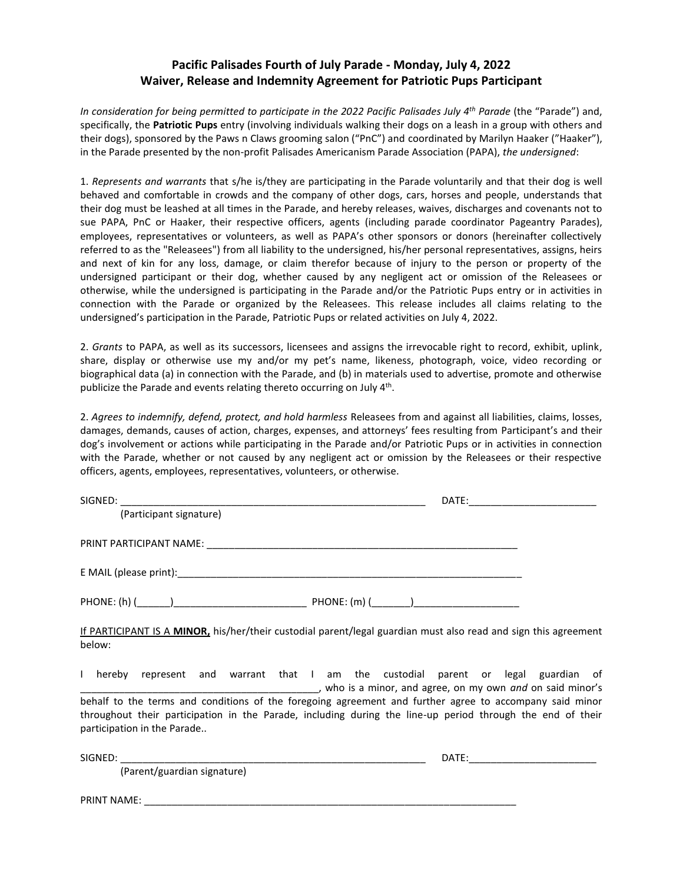## Pacific Palisades Fourth of July Parade - Monday, July 4, 2022
## Waiver, Release and Indemnity Agreement for Patriotic Pups Participant

*In consideration for being permitted to participate in the 2022 Pacific Palisades July 4th Parade* (the "Parade") and, specifically, the **Patriotic Pups** entry (involving individuals walking their dogs on a leash in a group with others and their dogs), sponsored by the Paws n Claws grooming salon ("PnC") and coordinated by Marilyn Haaker ("Haaker"), in the Parade presented by the non-profit Palisades Americanism Parade Association (PAPA), *the undersigned*:

1. *Represents and warrants* that s/he is/they are participating in the Parade voluntarily and that their dog is well behaved and comfortable in crowds and the company of other dogs, cars, horses and people, understands that their dog must be leashed at all times in the Parade, and hereby releases, waives, discharges and covenants not to sue PAPA, PnC or Haaker, their respective officers, agents (including parade coordinator Pageantry Parades), employees, representatives or volunteers, as well as PAPA's other sponsors or donors (hereinafter collectively referred to as the "Releasees") from all liability to the undersigned, his/her personal representatives, assigns, heirs and next of kin for any loss, damage, or claim therefor because of injury to the person or property of the undersigned participant or their dog, whether caused by any negligent act or omission of the Releasees or otherwise, while the undersigned is participating in the Parade and/or the Patriotic Pups entry or in activities in connection with the Parade or organized by the Releasees. This release includes all claims relating to the undersigned's participation in the Parade, Patriotic Pups or related activities on July 4, 2022.

2. *Grants* to PAPA, as well as its successors, licensees and assigns the irrevocable right to record, exhibit, uplink, share, display or otherwise use my and/or my pet's name, likeness, photograph, voice, video recording or biographical data (a) in connection with the Parade, and (b) in materials used to advertise, promote and otherwise publicize the Parade and events relating thereto occurring on July 4th.

2. *Agrees to indemnify, defend, protect, and hold harmless* Releasees from and against all liabilities, claims, losses, damages, demands, causes of action, charges, expenses, and attorneys' fees resulting from Participant's and their dog's involvement or actions while participating in the Parade and/or Patriotic Pups or in activities in connection with the Parade, whether or not caused by any negligent act or omission by the Releasees or their respective officers, agents, employees, representatives, volunteers, or otherwise.

SIGNED: _______________________________________________ DATE:____________________

(Participant signature)

PRINT PARTICIPANT NAME: ____________________________________________________

E MAIL (please print):_________________________________________________________

PHONE: (h) (______)______________________ PHONE: (m) (_______)_________________

If PARTICIPANT IS A **MINOR,** his/her/their custodial parent/legal guardian must also read and sign this agreement below:

I hereby represent and warrant that I am the custodial parent or legal guardian of ________________________________________, who is a minor, and agree, on my own *and* on said minor's behalf to the terms and conditions of the foregoing agreement and further agree to accompany said minor throughout their participation in the Parade, including during the line-up period through the end of their participation in the Parade..

SIGNED: _______________________________________________ DATE:____________________

(Parent/guardian signature)

PRINT NAME: ____________________________________________________________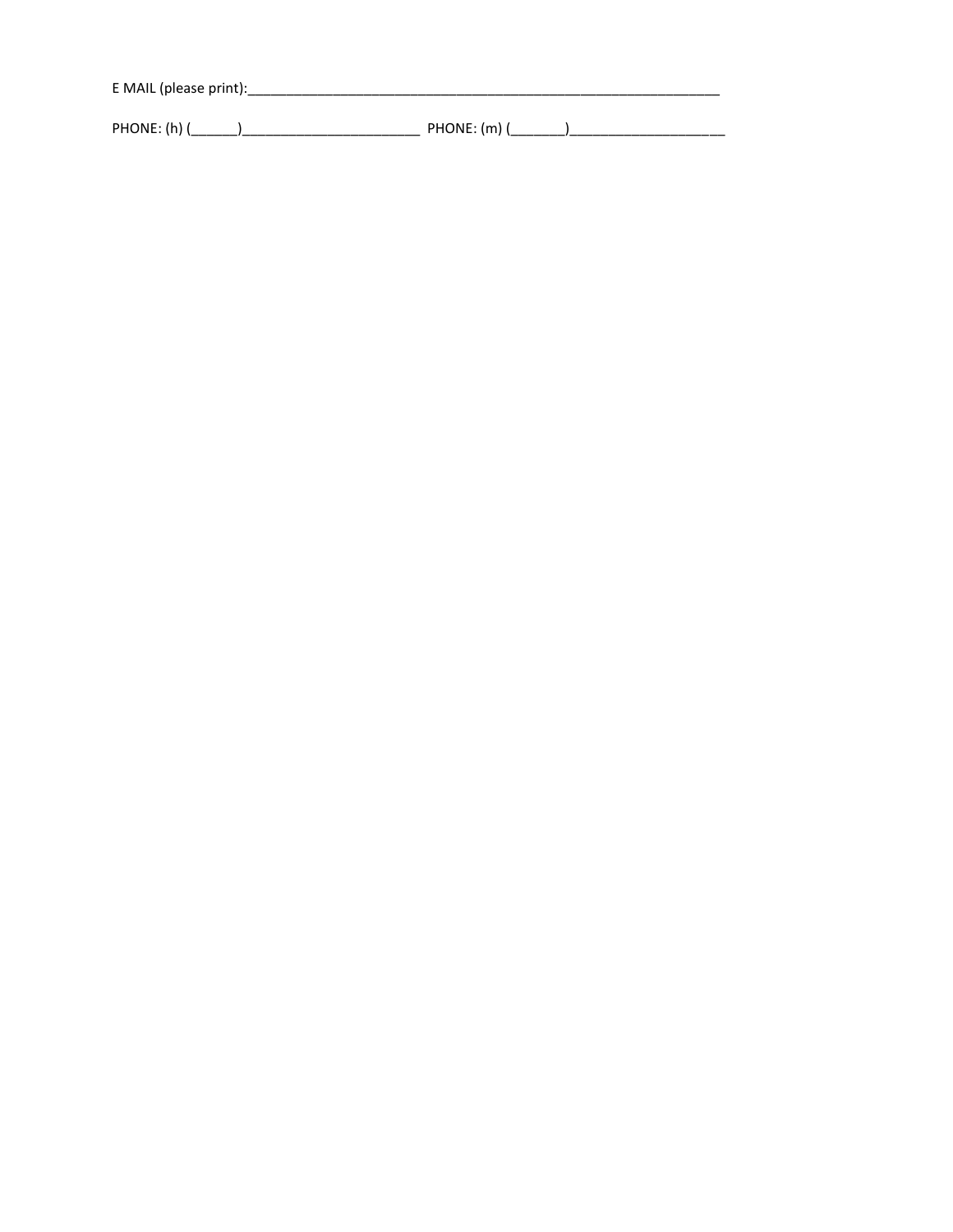E MAIL (please print):_________________________________________________________________

PHONE: (h) (_______)_________________________ PHONE: (m) (________)_____________________